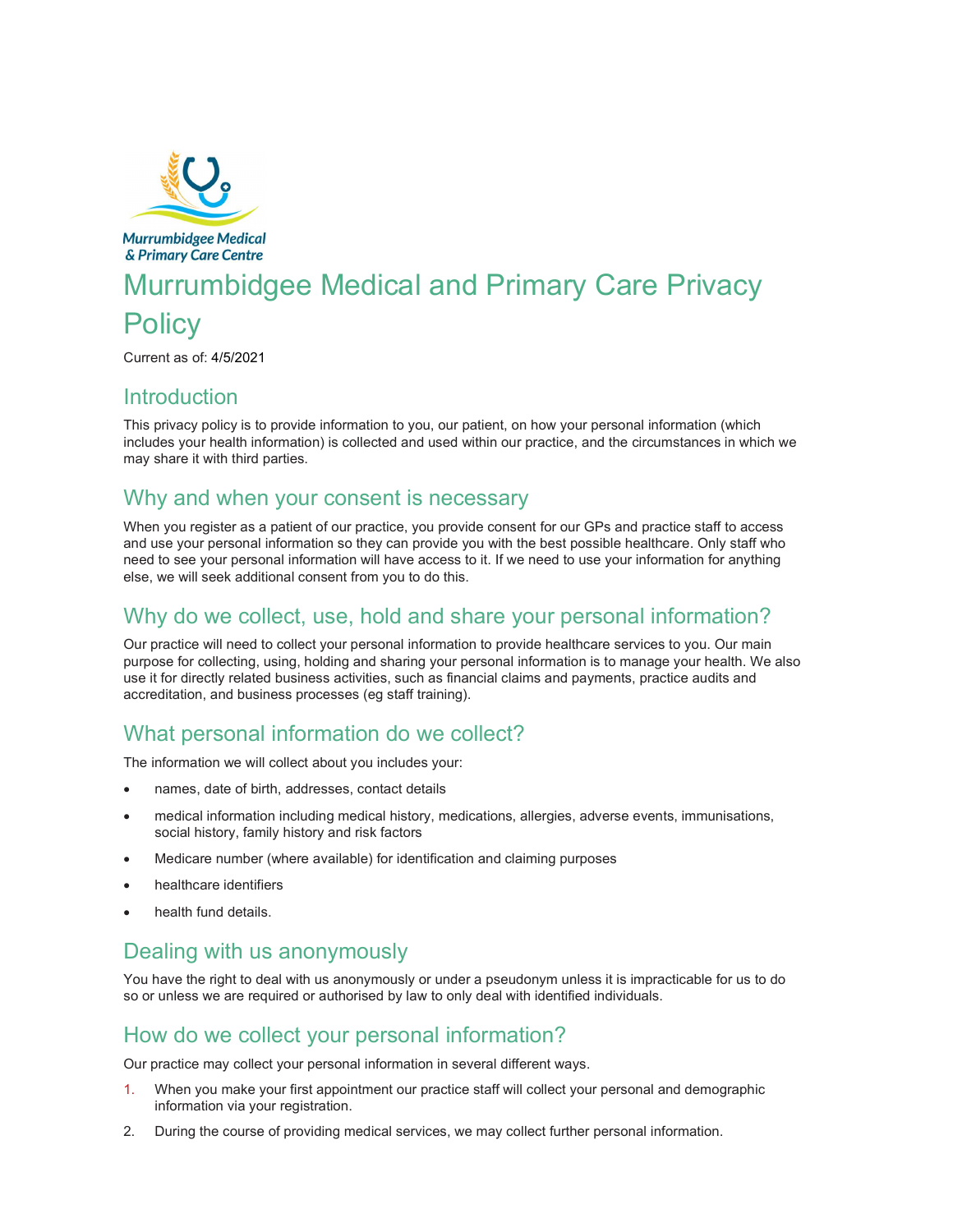# Murrumbidgee Medical and Primary Care Privacy Policy

Current as of: 4/5/2021

## Introduction

This privacy policy is to provide information to you, our patient, on how your personal information (which includes your health information) is collected and used within our practice, and the circumstances in which we may share it with third parties.

## Why and when your consent is necessary

When you register as a patient of our practice, you provide consent for our GPs and practice staff to access and use your personal information so they can provide you with the best possible healthcare. Only staff who need to see your personal information will have access to it. If we need to use your information for anything else, we will seek additional consent from you to do this.

## Why do we collect, use, hold and share your personal information?

Our practice will need to collect your personal information to provide healthcare services to you. Our main purpose for collecting, using, holding and sharing your personal information is to manage your health. We also use it for directly related business activities, such as financial claims and payments, practice audits and accreditation, and business processes (eg staff training).

## What personal information do we collect?

The information we will collect about you includes your:

- names, date of birth, addresses, contact details
- medical information including medical history, medications, allergies, adverse events, immunisations, social history, family history and risk factors
- Medicare number (where available) for identification and claiming purposes
- healthcare identifiers
- health fund details.

## Dealing with us anonymously

You have the right to deal with us anonymously or under a pseudonym unless it is impracticable for us to do so or unless we are required or authorised by law to only deal with identified individuals.

## How do we collect your personal information?

Our practice may collect your personal information in several different ways.

1. When you make your first appointment our practice staff will collect your personal and demographic information via your registration.
2. During the course of providing medical services, we may collect further personal information.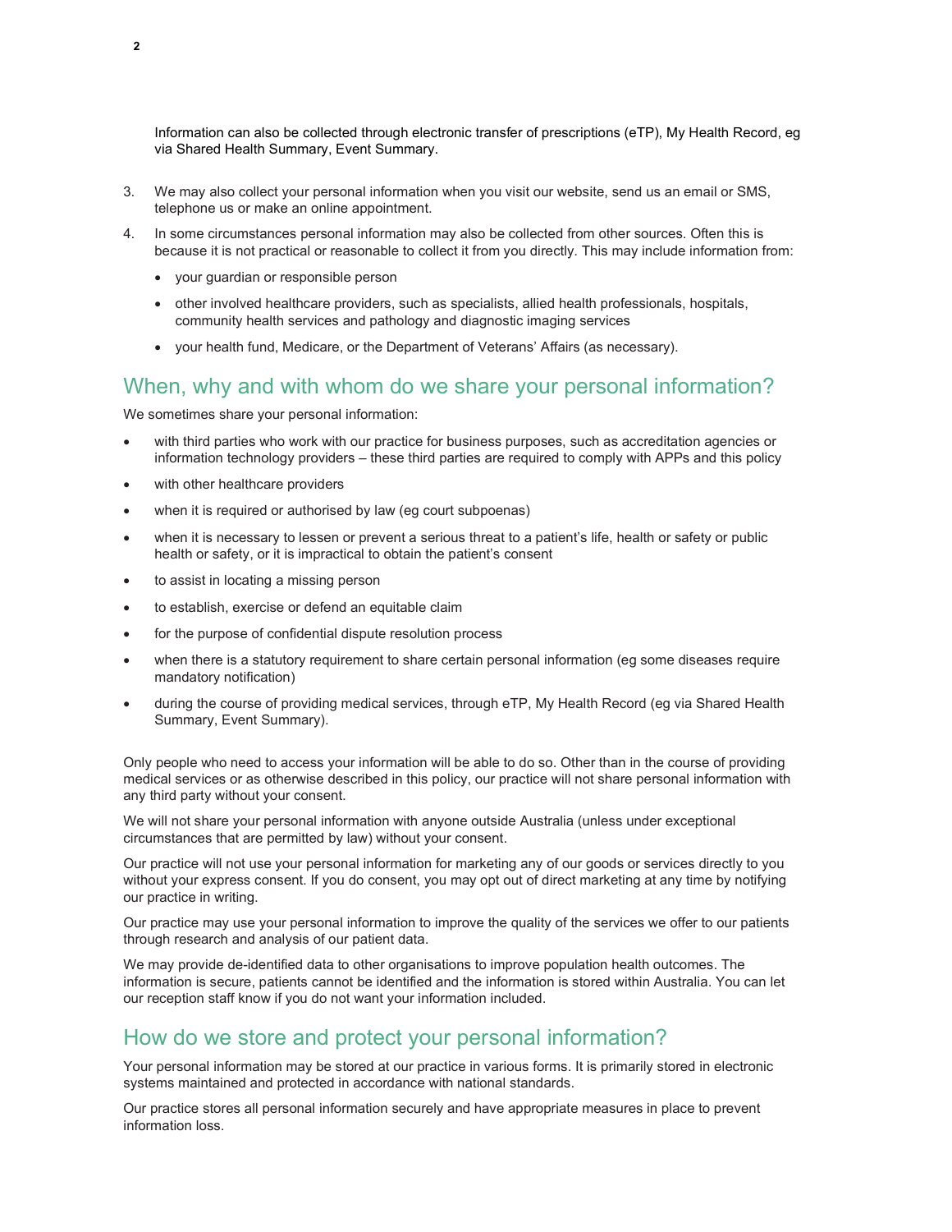Information can also be collected through electronic transfer of prescriptions (eTP), My Health Record, eg via Shared Health Summary, Event Summary.

3. We may also collect your personal information when you visit our website, send us an email or SMS, telephone us or make an online appointment.
4. In some circumstances personal information may also be collected from other sources. Often this is because it is not practical or reasonable to collect it from you directly. This may include information from:
   - your guardian or responsible person
   - other involved healthcare providers, such as specialists, allied health professionals, hospitals, community health services and pathology and diagnostic imaging services
   - your health fund, Medicare, or the Department of Veterans' Affairs (as necessary).

## When, why and with whom do we share your personal information?

We sometimes share your personal information:

- with third parties who work with our practice for business purposes, such as accreditation agencies or information technology providers – these third parties are required to comply with APPs and this policy
- with other healthcare providers
- when it is required or authorised by law (eg court subpoenas)
- when it is necessary to lessen or prevent a serious threat to a patient's life, health or safety or public health or safety, or it is impractical to obtain the patient's consent
- to assist in locating a missing person
- to establish, exercise or defend an equitable claim
- for the purpose of confidential dispute resolution process
- when there is a statutory requirement to share certain personal information (eg some diseases require mandatory notification)
- during the course of providing medical services, through eTP, My Health Record (eg via Shared Health Summary, Event Summary).

Only people who need to access your information will be able to do so. Other than in the course of providing medical services or as otherwise described in this policy, our practice will not share personal information with any third party without your consent.

We will not share your personal information with anyone outside Australia (unless under exceptional circumstances that are permitted by law) without your consent.

Our practice will not use your personal information for marketing any of our goods or services directly to you without your express consent. If you do consent, you may opt out of direct marketing at any time by notifying our practice in writing.

Our practice may use your personal information to improve the quality of the services we offer to our patients through research and analysis of our patient data.

We may provide de-identified data to other organisations to improve population health outcomes. The information is secure, patients cannot be identified and the information is stored within Australia. You can let our reception staff know if you do not want your information included.

## How do we store and protect your personal information?

Your personal information may be stored at our practice in various forms. It is primarily stored in electronic systems maintained and protected in accordance with national standards.

Our practice stores all personal information securely and have appropriate measures in place to prevent information loss.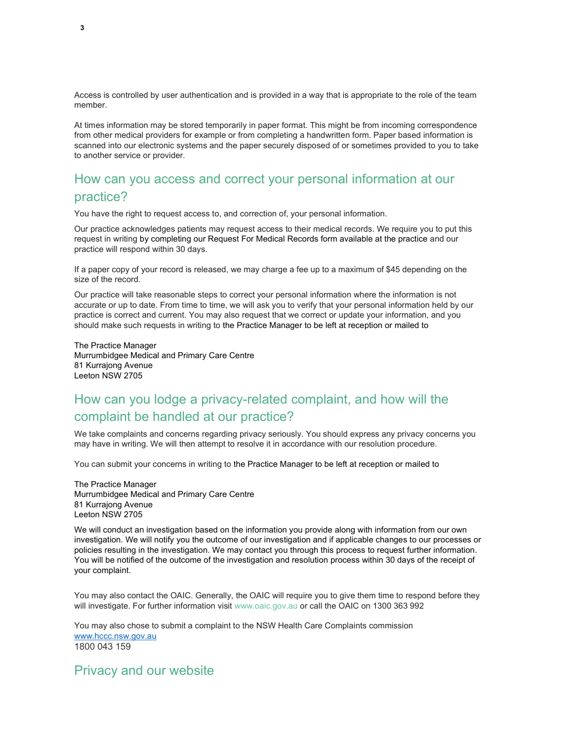Access is controlled by user authentication and is provided in a way that is appropriate to the role of the team member.

At times information may be stored temporarily in paper format. This might be from incoming correspondence from other medical providers for example or from completing a handwritten form. Paper based information is scanned into our electronic systems and the paper securely disposed of or sometimes provided to you to take to another service or provider.

## How can you access and correct your personal information at our practice?

You have the right to request access to, and correction of, your personal information.

Our practice acknowledges patients may request access to their medical records. We require you to put this request in writing by completing our Request For Medical Records form available at the practice and our practice will respond within 30 days.

If a paper copy of your record is released, we may charge a fee up to a maximum of $45 depending on the size of the record.

Our practice will take reasonable steps to correct your personal information where the information is not accurate or up to date. From time to time, we will ask you to verify that your personal information held by our practice is correct and current. You may also request that we correct or update your information, and you should make such requests in writing to the Practice Manager to be left at reception or mailed to

The Practice Manager
Murrumbidgee Medical and Primary Care Centre
81 Kurrajong Avenue
Leeton NSW 2705

## How can you lodge a privacy-related complaint, and how will the complaint be handled at our practice?

We take complaints and concerns regarding privacy seriously. You should express any privacy concerns you may have in writing. We will then attempt to resolve it in accordance with our resolution procedure.

You can submit your concerns in writing to the Practice Manager to be left at reception or mailed to

The Practice Manager
Murrumbidgee Medical and Primary Care Centre
81 Kurrajong Avenue
Leeton NSW 2705

We will conduct an investigation based on the information you provide along with information from our own investigation. We will notify you the outcome of our investigation and if applicable changes to our processes or policies resulting in the investigation. We may contact you through this process to request further information. You will be notified of the outcome of the investigation and resolution process within 30 days of the receipt of your complaint.

You may also contact the OAIC. Generally, the OAIC will require you to give them time to respond before they will investigate. For further information visit www.oaic.gov.au or call the OAIC on 1300 363 992

You may also chose to submit a complaint to the NSW Health Care Complaints commission
www.hccc.nsw.gov.au
1800 043 159

## Privacy and our website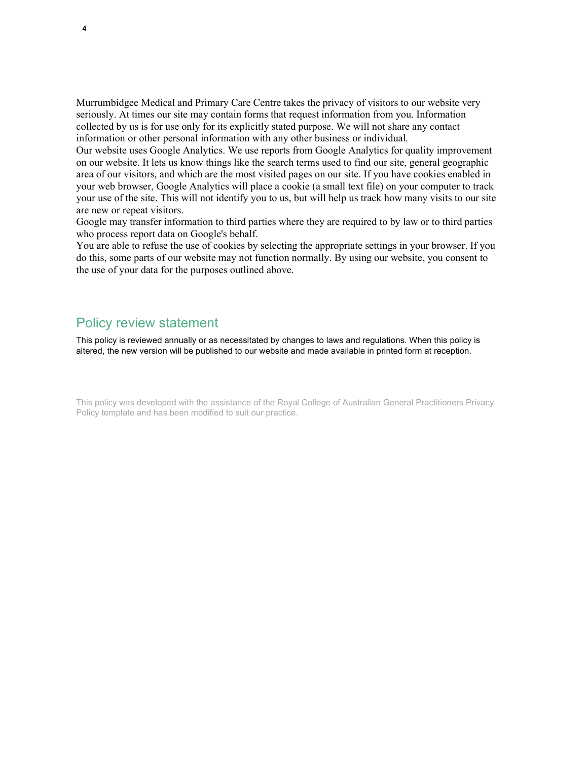Murrumbidgee Medical and Primary Care Centre takes the privacy of visitors to our website very seriously. At times our site may contain forms that request information from you. Information collected by us is for use only for its explicitly stated purpose. We will not share any contact information or other personal information with any other business or individual.

Our website uses Google Analytics. We use reports from Google Analytics for quality improvement on our website. It lets us know things like the search terms used to find our site, general geographic area of our visitors, and which are the most visited pages on our site. If you have cookies enabled in your web browser, Google Analytics will place a cookie (a small text file) on your computer to track your use of the site. This will not identify you to us, but will help us track how many visits to our site are new or repeat visitors.

Google may transfer information to third parties where they are required to by law or to third parties who process report data on Google's behalf.

You are able to refuse the use of cookies by selecting the appropriate settings in your browser. If you do this, some parts of our website may not function normally. By using our website, you consent to the use of your data for the purposes outlined above.

## Policy review statement

This policy is reviewed annually or as necessitated by changes to laws and regulations. When this policy is altered, the new version will be published to our website and made available in printed form at reception.

This policy was developed with the assistance of the Royal College of Australian General Practitioners Privacy Policy template and has been modified to suit our practice.